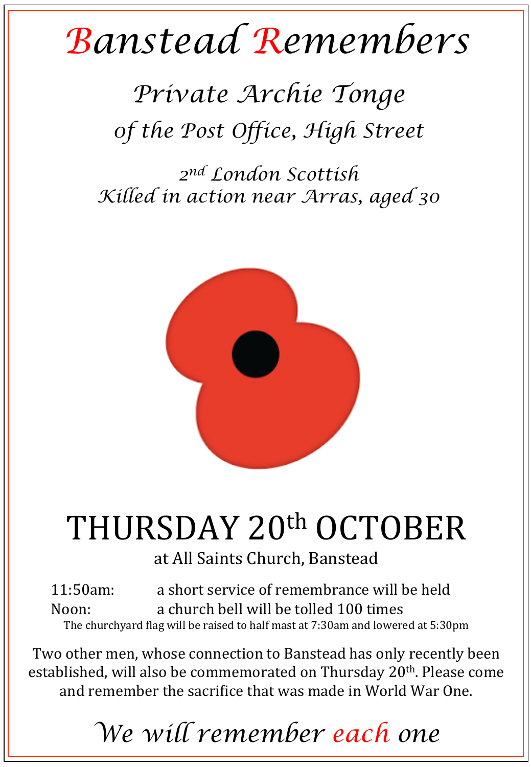# *Banstead Remembers*

## *Private Archie Tonge*

### *of the Post Office, High Street*

*2nd London Scottish*
*Killed in action near Arras, aged 30*

# THURSDAY 20th OCTOBER

at All Saints Church, Banstead

11:50am: a short service of remembrance will be held
Noon: a church bell will be tolled 100 times

The churchyard flag will be raised to half mast at 7:30am and lowered at 5:30pm

Two other men, whose connection to Banstead has only recently been established, will also be commemorated on Thursday 20th. Please come and remember the sacrifice that was made in World War One.

*We will remember each one*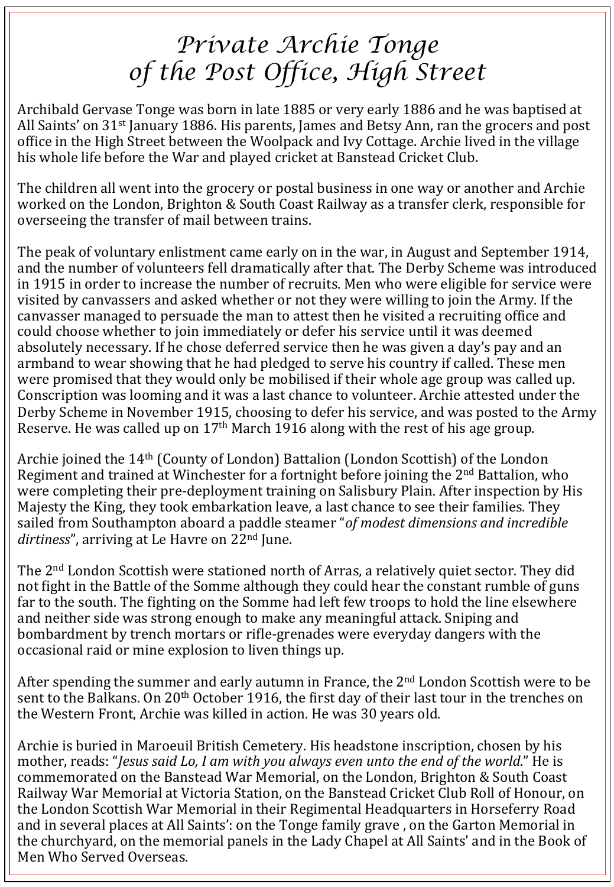# *Private Archie Tonge of the Post Office, High Street*

Archibald Gervase Tonge was born in late 1885 or very early 1886 and he was baptised at All Saints' on 31st January 1886. His parents, James and Betsy Ann, ran the grocers and post office in the High Street between the Woolpack and Ivy Cottage. Archie lived in the village his whole life before the War and played cricket at Banstead Cricket Club.

The children all went into the grocery or postal business in one way or another and Archie worked on the London, Brighton & South Coast Railway as a transfer clerk, responsible for overseeing the transfer of mail between trains.

The peak of voluntary enlistment came early on in the war, in August and September 1914, and the number of volunteers fell dramatically after that. The Derby Scheme was introduced in 1915 in order to increase the number of recruits. Men who were eligible for service were visited by canvassers and asked whether or not they were willing to join the Army. If the canvasser managed to persuade the man to attest then he visited a recruiting office and could choose whether to join immediately or defer his service until it was deemed absolutely necessary. If he chose deferred service then he was given a day's pay and an armband to wear showing that he had pledged to serve his country if called. These men were promised that they would only be mobilised if their whole age group was called up. Conscription was looming and it was a last chance to volunteer. Archie attested under the Derby Scheme in November 1915, choosing to defer his service, and was posted to the Army Reserve. He was called up on 17th March 1916 along with the rest of his age group.

Archie joined the 14th (County of London) Battalion (London Scottish) of the London Regiment and trained at Winchester for a fortnight before joining the 2nd Battalion, who were completing their pre-deployment training on Salisbury Plain. After inspection by His Majesty the King, they took embarkation leave, a last chance to see their families. They sailed from Southampton aboard a paddle steamer "*of modest dimensions and incredible dirtiness*", arriving at Le Havre on 22nd June.

The 2nd London Scottish were stationed north of Arras, a relatively quiet sector. They did not fight in the Battle of the Somme although they could hear the constant rumble of guns far to the south. The fighting on the Somme had left few troops to hold the line elsewhere and neither side was strong enough to make any meaningful attack. Sniping and bombardment by trench mortars or rifle-grenades were everyday dangers with the occasional raid or mine explosion to liven things up.

After spending the summer and early autumn in France, the 2nd London Scottish were to be sent to the Balkans. On 20th October 1916, the first day of their last tour in the trenches on the Western Front, Archie was killed in action. He was 30 years old.

Archie is buried in Maroeuil British Cemetery. His headstone inscription, chosen by his mother, reads: "*Jesus said Lo, I am with you always even unto the end of the world*." He is commemorated on the Banstead War Memorial, on the London, Brighton & South Coast Railway War Memorial at Victoria Station, on the Banstead Cricket Club Roll of Honour, on the London Scottish War Memorial in their Regimental Headquarters in Horseferry Road and in several places at All Saints': on the Tonge family grave , on the Garton Memorial in the churchyard, on the memorial panels in the Lady Chapel at All Saints' and in the Book of Men Who Served Overseas.